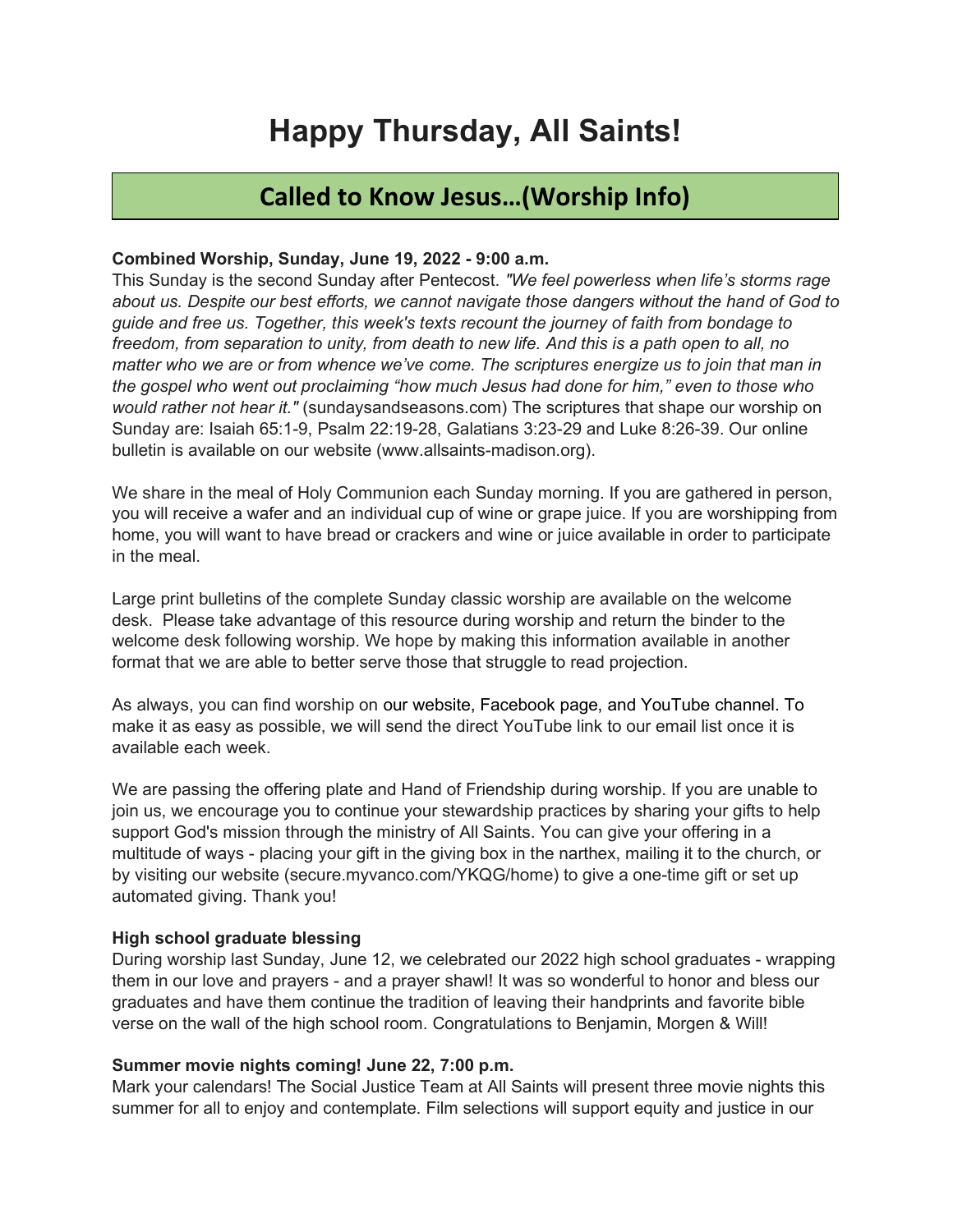# Happy Thursday, All Saints!

## Called to Know Jesus…(Worship Info)

**Combined Worship, Sunday, June 19, 2022 - 9:00 a.m.**
This Sunday is the second Sunday after Pentecost. *"We feel powerless when life's storms rage about us. Despite our best efforts, we cannot navigate those dangers without the hand of God to guide and free us. Together, this week's texts recount the journey of faith from bondage to freedom, from separation to unity, from death to new life. And this is a path open to all, no matter who we are or from whence we've come. The scriptures energize us to join that man in the gospel who went out proclaiming "how much Jesus had done for him," even to those who would rather not hear it."* (sundaysandseasons.com) The scriptures that shape our worship on Sunday are: Isaiah 65:1-9, Psalm 22:19-28, Galatians 3:23-29 and Luke 8:26-39. Our online bulletin is available on our website (www.allsaints-madison.org).

We share in the meal of Holy Communion each Sunday morning. If you are gathered in person, you will receive a wafer and an individual cup of wine or grape juice. If you are worshipping from home, you will want to have bread or crackers and wine or juice available in order to participate in the meal.

Large print bulletins of the complete Sunday classic worship are available on the welcome desk. Please take advantage of this resource during worship and return the binder to the welcome desk following worship. We hope by making this information available in another format that we are able to better serve those that struggle to read projection.

As always, you can find worship on our website, Facebook page, and YouTube channel. To make it as easy as possible, we will send the direct YouTube link to our email list once it is available each week.

We are passing the offering plate and Hand of Friendship during worship. If you are unable to join us, we encourage you to continue your stewardship practices by sharing your gifts to help support God's mission through the ministry of All Saints. You can give your offering in a multitude of ways - placing your gift in the giving box in the narthex, mailing it to the church, or by visiting our website (secure.myvanco.com/YKQG/home) to give a one-time gift or set up automated giving. Thank you!

**High school graduate blessing**
During worship last Sunday, June 12, we celebrated our 2022 high school graduates - wrapping them in our love and prayers - and a prayer shawl! It was so wonderful to honor and bless our graduates and have them continue the tradition of leaving their handprints and favorite bible verse on the wall of the high school room. Congratulations to Benjamin, Morgen & Will!

**Summer movie nights coming! June 22, 7:00 p.m.**
Mark your calendars! The Social Justice Team at All Saints will present three movie nights this summer for all to enjoy and contemplate. Film selections will support equity and justice in our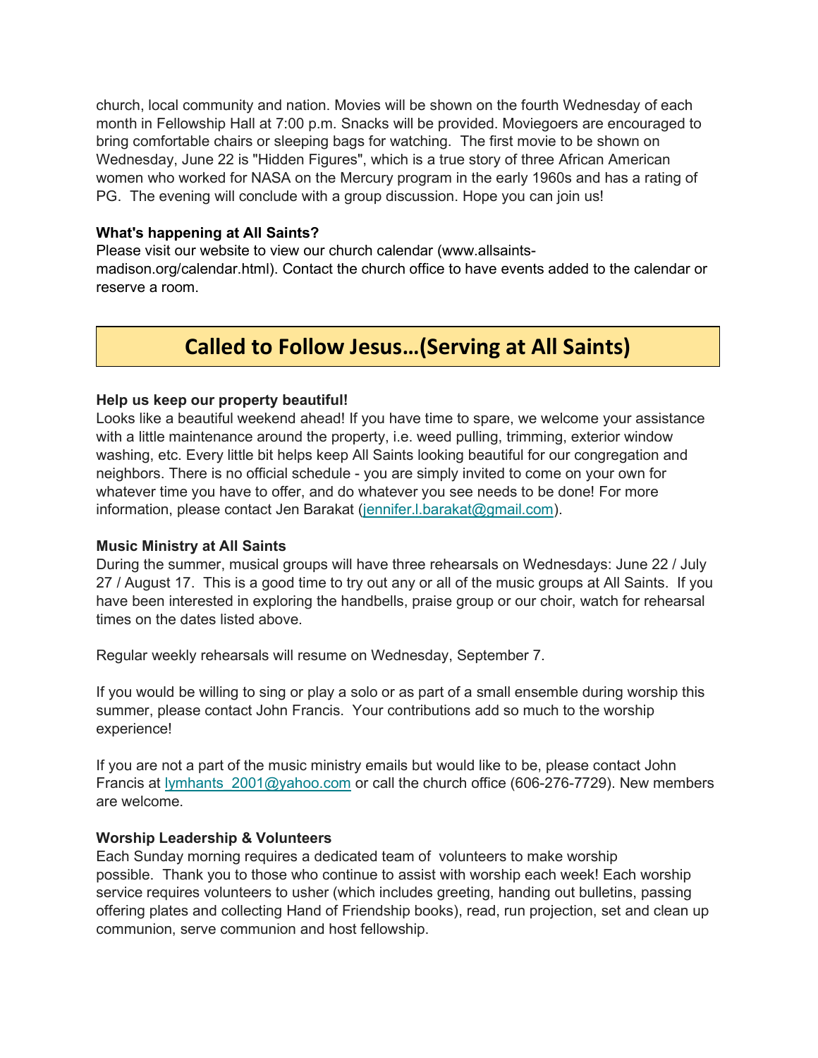church, local community and nation. Movies will be shown on the fourth Wednesday of each month in Fellowship Hall at 7:00 p.m. Snacks will be provided. Moviegoers are encouraged to bring comfortable chairs or sleeping bags for watching.  The first movie to be shown on Wednesday, June 22 is "Hidden Figures", which is a true story of three African American women who worked for NASA on the Mercury program in the early 1960s and has a rating of PG.  The evening will conclude with a group discussion. Hope you can join us!

**What's happening at All Saints?**
Please visit our website to view our church calendar (www.allsaints-madison.org/calendar.html). Contact the church office to have events added to the calendar or reserve a room.

## Called to Follow Jesus…(Serving at All Saints)

**Help us keep our property beautiful!**
Looks like a beautiful weekend ahead! If you have time to spare, we welcome your assistance with a little maintenance around the property, i.e. weed pulling, trimming, exterior window washing, etc. Every little bit helps keep All Saints looking beautiful for our congregation and neighbors. There is no official schedule - you are simply invited to come on your own for whatever time you have to offer, and do whatever you see needs to be done! For more information, please contact Jen Barakat (jennifer.l.barakat@gmail.com).

**Music Ministry at All Saints**
During the summer, musical groups will have three rehearsals on Wednesdays: June 22 / July 27 / August 17.  This is a good time to try out any or all of the music groups at All Saints.  If you have been interested in exploring the handbells, praise group or our choir, watch for rehearsal times on the dates listed above.

Regular weekly rehearsals will resume on Wednesday, September 7.

If you would be willing to sing or play a solo or as part of a small ensemble during worship this summer, please contact John Francis.  Your contributions add so much to the worship experience!

If you are not a part of the music ministry emails but would like to be, please contact John Francis at lymhants_2001@yahoo.com or call the church office (606-276-7729). New members are welcome.

**Worship Leadership & Volunteers**
Each Sunday morning requires a dedicated team of  volunteers to make worship possible.  Thank you to those who continue to assist with worship each week! Each worship service requires volunteers to usher (which includes greeting, handing out bulletins, passing offering plates and collecting Hand of Friendship books), read, run projection, set and clean up communion, serve communion and host fellowship.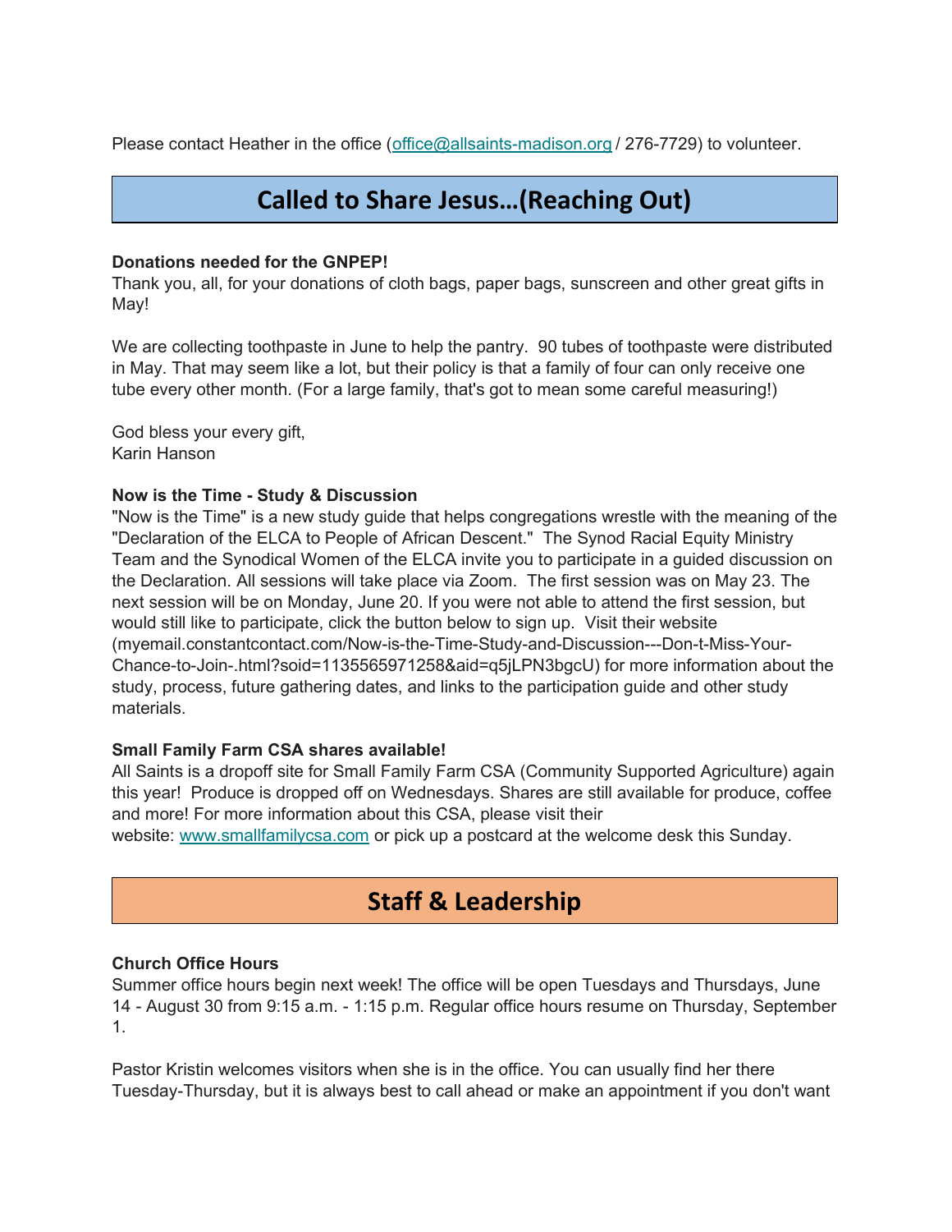Please contact Heather in the office (office@allsaints-madison.org / 276-7729) to volunteer.

## Called to Share Jesus…(Reaching Out)

**Donations needed for the GNPEP!**

Thank you, all, for your donations of cloth bags, paper bags, sunscreen and other great gifts in May!

We are collecting toothpaste in June to help the pantry. 90 tubes of toothpaste were distributed in May. That may seem like a lot, but their policy is that a family of four can only receive one tube every other month. (For a large family, that's got to mean some careful measuring!)

God bless your every gift,
Karin Hanson

**Now is the Time - Study & Discussion**

"Now is the Time" is a new study guide that helps congregations wrestle with the meaning of the "Declaration of the ELCA to People of African Descent." The Synod Racial Equity Ministry Team and the Synodical Women of the ELCA invite you to participate in a guided discussion on the Declaration. All sessions will take place via Zoom. The first session was on May 23. The next session will be on Monday, June 20. If you were not able to attend the first session, but would still like to participate, click the button below to sign up. Visit their website (myemail.constantcontact.com/Now-is-the-Time-Study-and-Discussion---Don-t-Miss-Your-Chance-to-Join-.html?soid=1135565971258&aid=q5jLPN3bgcU) for more information about the study, process, future gathering dates, and links to the participation guide and other study materials.

**Small Family Farm CSA shares available!**

All Saints is a dropoff site for Small Family Farm CSA (Community Supported Agriculture) again this year! Produce is dropped off on Wednesdays. Shares are still available for produce, coffee and more! For more information about this CSA, please visit their website: www.smallfamilycsa.com or pick up a postcard at the welcome desk this Sunday.

## Staff & Leadership

**Church Office Hours**

Summer office hours begin next week! The office will be open Tuesdays and Thursdays, June 14 - August 30 from 9:15 a.m. - 1:15 p.m. Regular office hours resume on Thursday, September 1.

Pastor Kristin welcomes visitors when she is in the office. You can usually find her there Tuesday-Thursday, but it is always best to call ahead or make an appointment if you don't want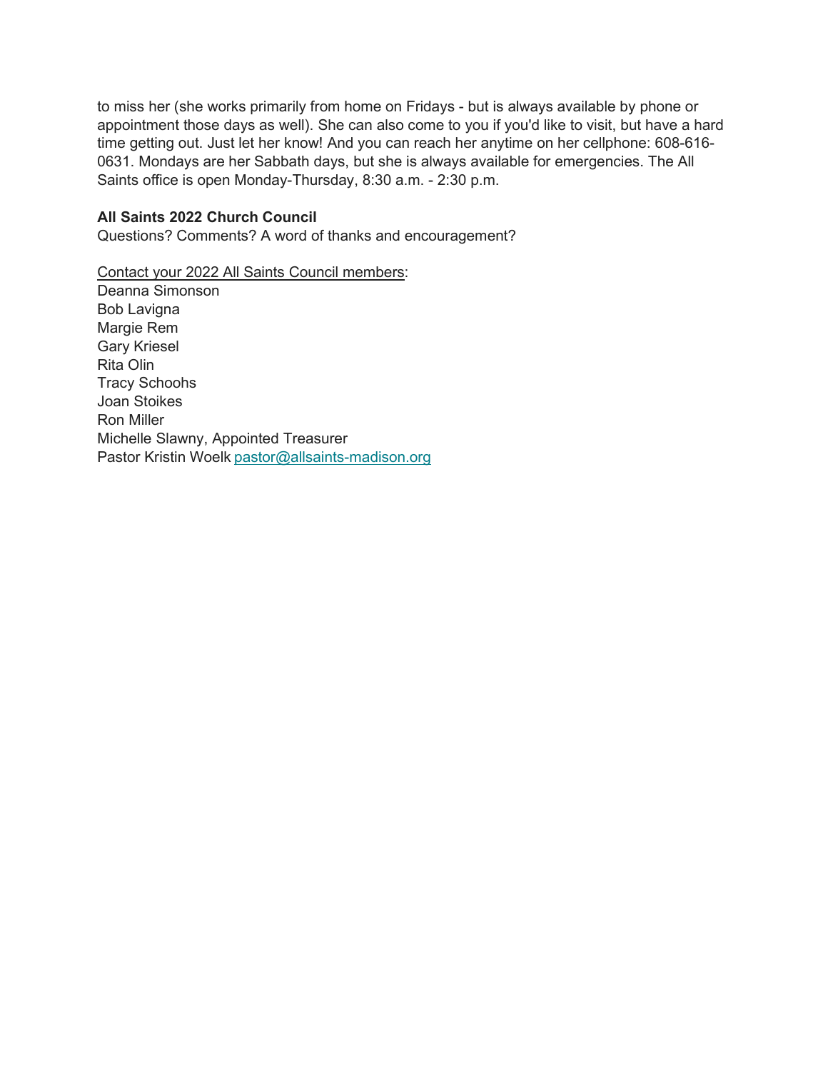to miss her (she works primarily from home on Fridays - but is always available by phone or appointment those days as well). She can also come to you if you'd like to visit, but have a hard time getting out. Just let her know! And you can reach her anytime on her cellphone: 608-616-0631. Mondays are her Sabbath days, but she is always available for emergencies. The All Saints office is open Monday-Thursday, 8:30 a.m. - 2:30 p.m.

**All Saints 2022 Church Council**

Questions? Comments? A word of thanks and encouragement?

<u>Contact your 2022 All Saints Council members</u>:

Deanna Simonson  
Bob Lavigna  
Margie Rem  
Gary Kriesel  
Rita Olin  
Tracy Schoohs  
Joan Stoikes  
Ron Miller  
Michelle Slawny, Appointed Treasurer  
Pastor Kristin Woelk pastor@allsaints-madison.org